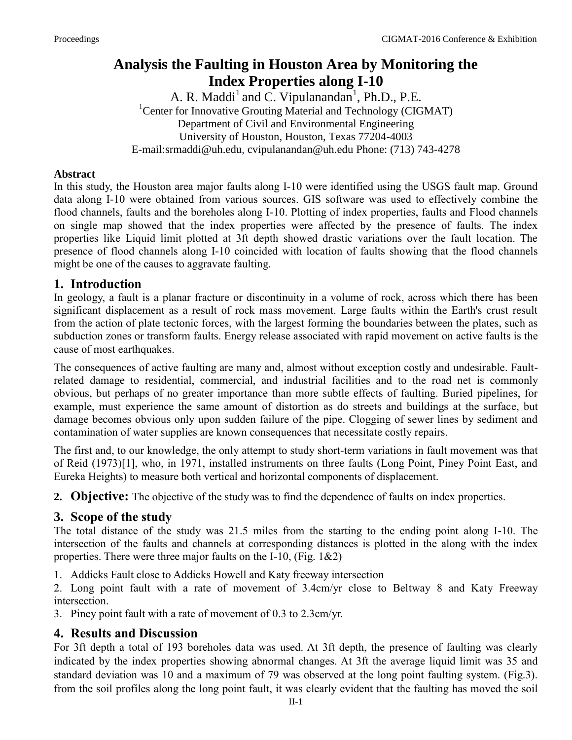# Analysis the Faulting in Houston Area by Monitoring the Index Properties along I-10

A. R. Maddi[1] and C. Vipulanandan[1], Ph.D., P.E.

[1]Center for Innovative Grouting Material and Technology (CIGMAT)
Department of Civil and Environmental Engineering
University of Houston, Houston, Texas 77204-4003
E-mail:srmaddi@uh.edu, cvipulanandan@uh.edu Phone: (713) 743-4278

**Abstract**

In this study, the Houston area major faults along I-10 were identified using the USGS fault map. Ground data along I-10 were obtained from various sources. GIS software was used to effectively combine the flood channels, faults and the boreholes along I-10. Plotting of index properties, faults and Flood channels on single map showed that the index properties were affected by the presence of faults. The index properties like Liquid limit plotted at 3ft depth showed drastic variations over the fault location. The presence of flood channels along I-10 coincided with location of faults showing that the flood channels might be one of the causes to aggravate faulting.

## 1. Introduction

In geology, a fault is a planar fracture or discontinuity in a volume of rock, across which there has been significant displacement as a result of rock mass movement. Large faults within the Earth's crust result from the action of plate tectonic forces, with the largest forming the boundaries between the plates, such as subduction zones or transform faults. Energy release associated with rapid movement on active faults is the cause of most earthquakes.

The consequences of active faulting are many and, almost without exception costly and undesirable. Fault-related damage to residential, commercial, and industrial facilities and to the road net is commonly obvious, but perhaps of no greater importance than more subtle effects of faulting. Buried pipelines, for example, must experience the same amount of distortion as do streets and buildings at the surface, but damage becomes obvious only upon sudden failure of the pipe. Clogging of sewer lines by sediment and contamination of water supplies are known consequences that necessitate costly repairs.

The first and, to our knowledge, the only attempt to study short-term variations in fault movement was that of Reid (1973)[1], who, in 1971, installed instruments on three faults (Long Point, Piney Point East, and Eureka Heights) to measure both vertical and horizontal components of displacement.

## 2. Objective:

The objective of the study was to find the dependence of faults on index properties.

## 3. Scope of the study

The total distance of the study was 21.5 miles from the starting to the ending point along I-10. The intersection of the faults and channels at corresponding distances is plotted in the along with the index properties. There were three major faults on the I-10, (Fig. 1&2)

1. Addicks Fault close to Addicks Howell and Katy freeway intersection
2. Long point fault with a rate of movement of 3.4cm/yr close to Beltway 8 and Katy Freeway intersection.
3. Piney point fault with a rate of movement of 0.3 to 2.3cm/yr.

## 4. Results and Discussion

For 3ft depth a total of 193 boreholes data was used. At 3ft depth, the presence of faulting was clearly indicated by the index properties showing abnormal changes. At 3ft the average liquid limit was 35 and standard deviation was 10 and a maximum of 79 was observed at the long point faulting system. (Fig.3). from the soil profiles along the long point fault, it was clearly evident that the faulting has moved the soil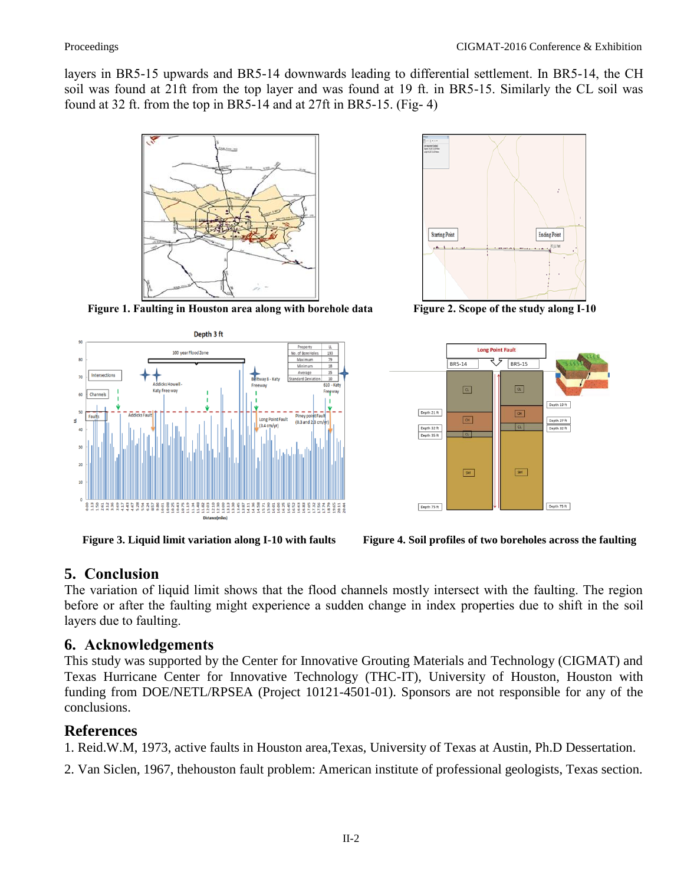layers in BR5-15 upwards and BR5-14 downwards leading to differential settlement. In BR5-14, the CH soil was found at 21ft from the top layer and was found at 19 ft. in BR5-15. Similarly the CL soil was found at 32 ft. from the top in BR5-14 and at 27ft in BR5-15. (Fig- 4)

**Figure 1. Faulting in Houston area along with borehole data**

**Figure 2. Scope of the study along I-10**

**Figure 3. Liquid limit variation along I-10 with faults**

**Figure 4. Soil profiles of two boreholes across the faulting**

## 5. Conclusion

The variation of liquid limit shows that the flood channels mostly intersect with the faulting. The region before or after the faulting might experience a sudden change in index properties due to shift in the soil layers due to faulting.

## 6. Acknowledgements

This study was supported by the Center for Innovative Grouting Materials and Technology (CIGMAT) and Texas Hurricane Center for Innovative Technology (THC-IT), University of Houston, Houston with funding from DOE/NETL/RPSEA (Project 10121-4501-01). Sponsors are not responsible for any of the conclusions.

## References

1. Reid.W.M, 1973, active faults in Houston area,Texas, University of Texas at Austin, Ph.D Dessertation.
2. Van Siclen, 1967, thehouston fault problem: American institute of professional geologists, Texas section.